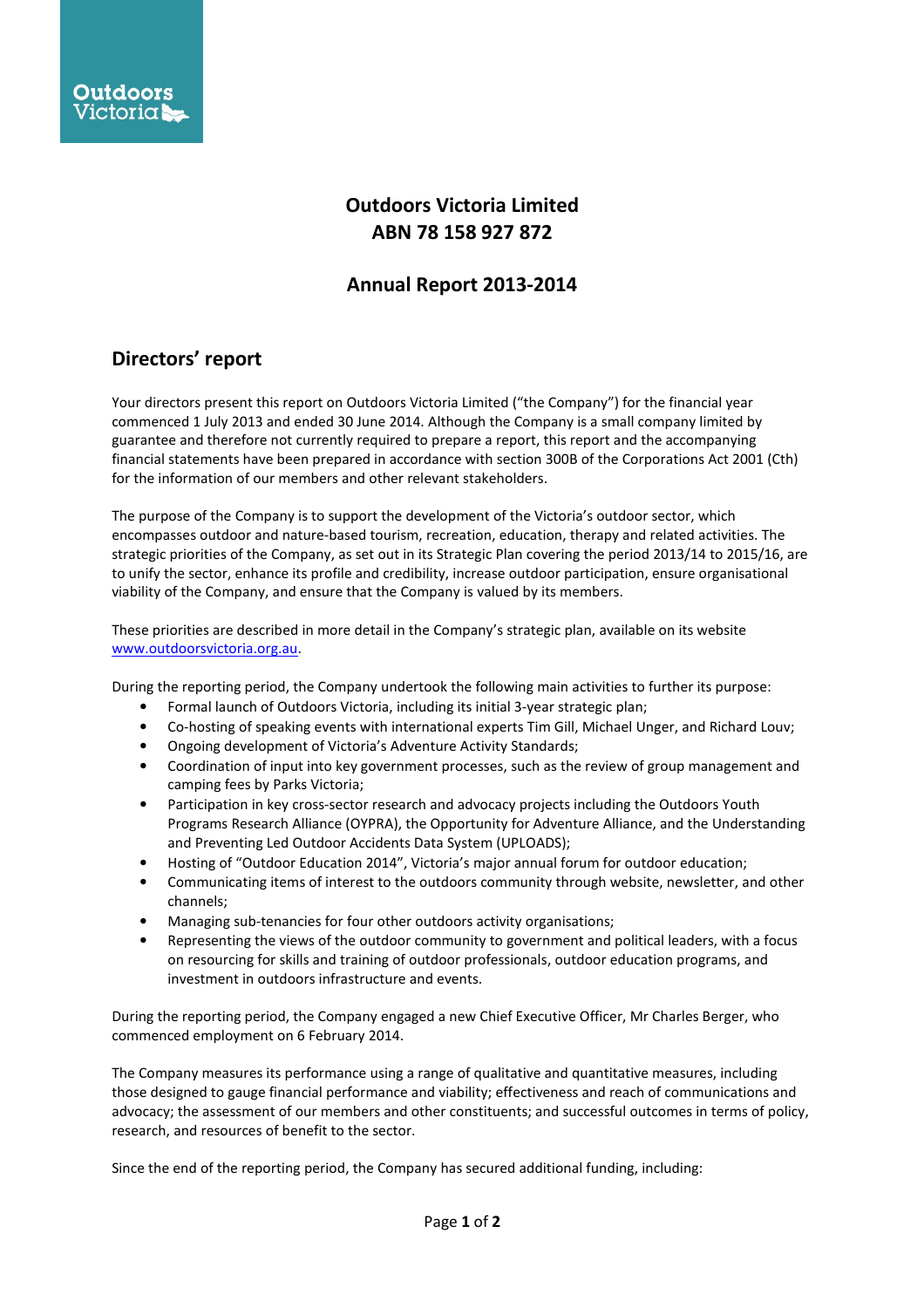# Outdoors Victoria Limited
# ABN 78 158 927 872

## Annual Report 2013-2014

## Directors' report

Your directors present this report on Outdoors Victoria Limited ("the Company") for the financial year commenced 1 July 2013 and ended 30 June 2014. Although the Company is a small company limited by guarantee and therefore not currently required to prepare a report, this report and the accompanying financial statements have been prepared in accordance with section 300B of the Corporations Act 2001 (Cth) for the information of our members and other relevant stakeholders.

The purpose of the Company is to support the development of the Victoria's outdoor sector, which encompasses outdoor and nature-based tourism, recreation, education, therapy and related activities. The strategic priorities of the Company, as set out in its Strategic Plan covering the period 2013/14 to 2015/16, are to unify the sector, enhance its profile and credibility, increase outdoor participation, ensure organisational viability of the Company, and ensure that the Company is valued by its members.

These priorities are described in more detail in the Company's strategic plan, available on its website www.outdoorsvictoria.org.au.

During the reporting period, the Company undertook the following main activities to further its purpose:

- Formal launch of Outdoors Victoria, including its initial 3-year strategic plan;
- Co-hosting of speaking events with international experts Tim Gill, Michael Unger, and Richard Louv;
- Ongoing development of Victoria's Adventure Activity Standards;
- Coordination of input into key government processes, such as the review of group management and camping fees by Parks Victoria;
- Participation in key cross-sector research and advocacy projects including the Outdoors Youth Programs Research Alliance (OYPRA), the Opportunity for Adventure Alliance, and the Understanding and Preventing Led Outdoor Accidents Data System (UPLOADS);
- Hosting of "Outdoor Education 2014", Victoria's major annual forum for outdoor education;
- Communicating items of interest to the outdoors community through website, newsletter, and other channels;
- Managing sub-tenancies for four other outdoors activity organisations;
- Representing the views of the outdoor community to government and political leaders, with a focus on resourcing for skills and training of outdoor professionals, outdoor education programs, and investment in outdoors infrastructure and events.

During the reporting period, the Company engaged a new Chief Executive Officer, Mr Charles Berger, who commenced employment on 6 February 2014.

The Company measures its performance using a range of qualitative and quantitative measures, including those designed to gauge financial performance and viability; effectiveness and reach of communications and advocacy; the assessment of our members and other constituents; and successful outcomes in terms of policy, research, and resources of benefit to the sector.

Since the end of the reporting period, the Company has secured additional funding, including: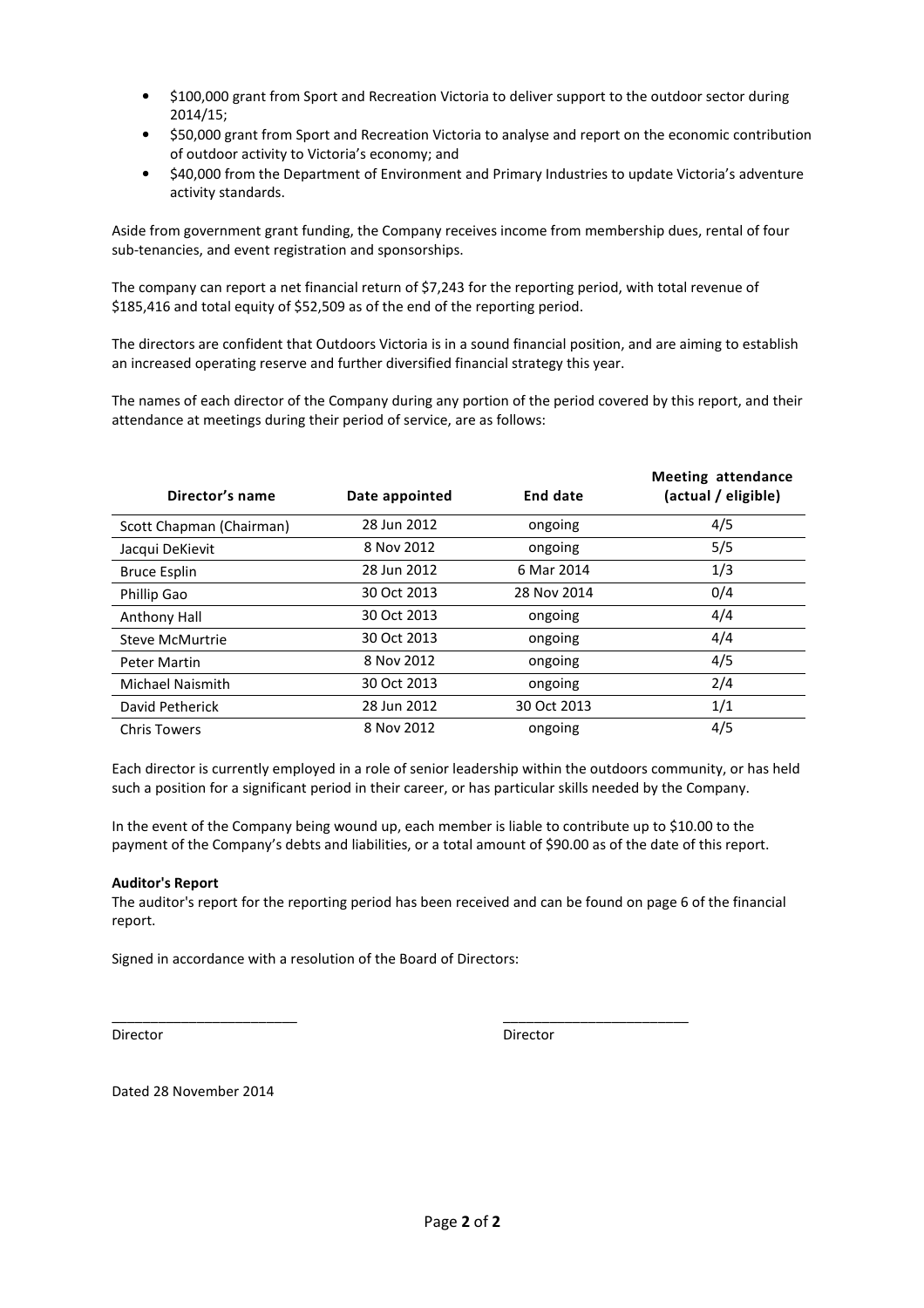- $100,000 grant from Sport and Recreation Victoria to deliver support to the outdoor sector during 2014/15;
- $50,000 grant from Sport and Recreation Victoria to analyse and report on the economic contribution of outdoor activity to Victoria's economy; and
- $40,000 from the Department of Environment and Primary Industries to update Victoria's adventure activity standards.

Aside from government grant funding, the Company receives income from membership dues, rental of four sub-tenancies, and event registration and sponsorships.

The company can report a net financial return of $7,243 for the reporting period, with total revenue of $185,416 and total equity of $52,509 as of the end of the reporting period.

The directors are confident that Outdoors Victoria is in a sound financial position, and are aiming to establish an increased operating reserve and further diversified financial strategy this year.

The names of each director of the Company during any portion of the period covered by this report, and their attendance at meetings during their period of service, are as follows:

| Director's name | Date appointed | End date | Meeting attendance (actual / eligible) |
|---|---|---|---|
| Scott Chapman (Chairman) | 28 Jun 2012 | ongoing | 4/5 |
| Jacqui DeKievit | 8 Nov 2012 | ongoing | 5/5 |
| Bruce Esplin | 28 Jun 2012 | 6 Mar 2014 | 1/3 |
| Phillip Gao | 30 Oct 2013 | 28 Nov 2014 | 0/4 |
| Anthony Hall | 30 Oct 2013 | ongoing | 4/4 |
| Steve McMurtrie | 30 Oct 2013 | ongoing | 4/4 |
| Peter Martin | 8 Nov 2012 | ongoing | 4/5 |
| Michael Naismith | 30 Oct 2013 | ongoing | 2/4 |
| David Petherick | 28 Jun 2012 | 30 Oct 2013 | 1/1 |
| Chris Towers | 8 Nov 2012 | ongoing | 4/5 |

Each director is currently employed in a role of senior leadership within the outdoors community, or has held such a position for a significant period in their career, or has particular skills needed by the Company.

In the event of the Company being wound up, each member is liable to contribute up to $10.00 to the payment of the Company's debts and liabilities, or a total amount of $90.00 as of the date of this report.

**Auditor's Report**

The auditor's report for the reporting period has been received and can be found on page 6 of the financial report.

Signed in accordance with a resolution of the Board of Directors:

________________________ ________________________

Director Director

Dated 28 November 2014